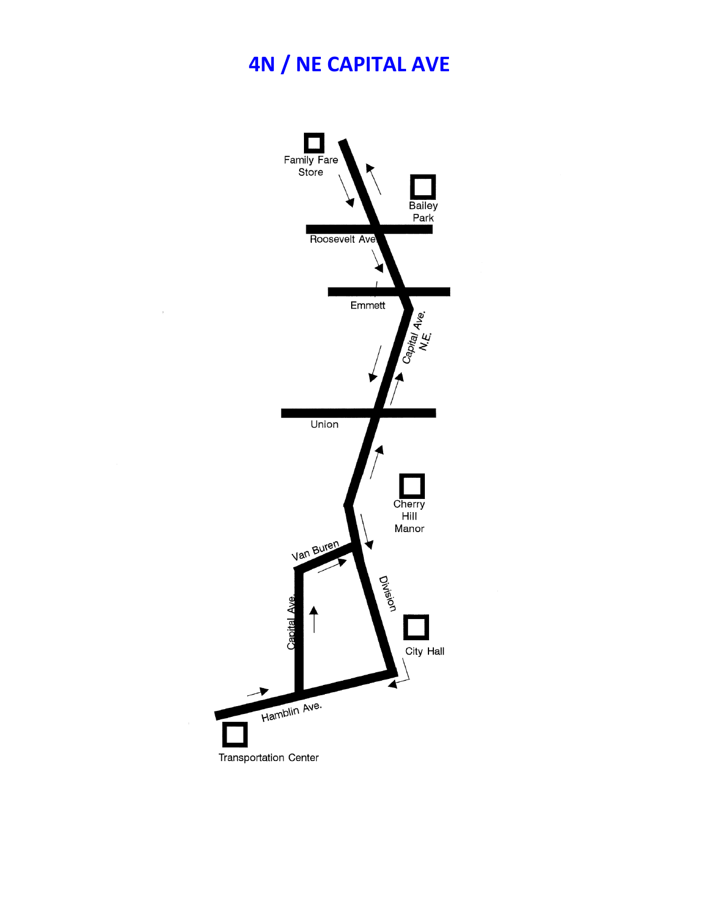# 4N / NE CAPITAL AVE

Family Fare Store

Bailey Park

Roosevelt Ave

Emmett

Capital Ave. N.E.

Union

Cherry Hill Manor

Van Buren

Division

Capital Ave.

City Hall

Hamblin Ave.

Transportation Center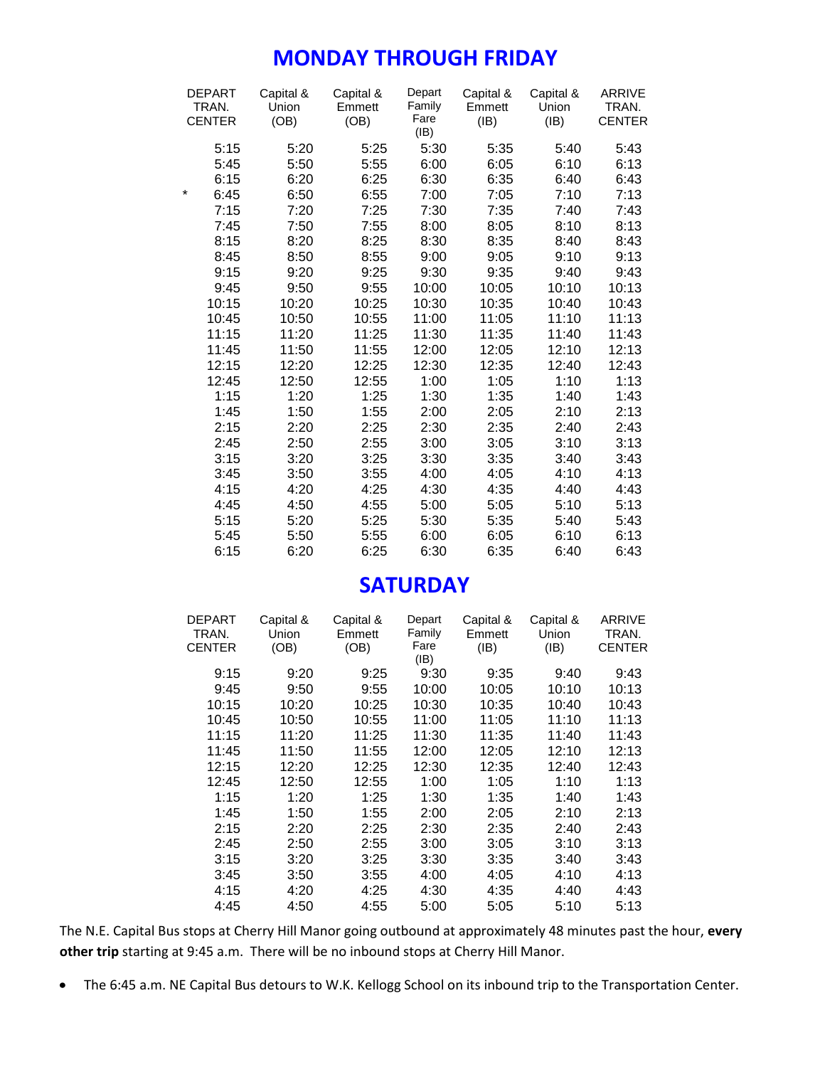# MONDAY THROUGH FRIDAY

| DEPART TRAN. CENTER | Capital & Union (OB) | Capital & Emmett (OB) | Depart Family Fare (IB) | Capital & Emmett (IB) | Capital & Union (IB) | ARRIVE TRAN. CENTER |
|---|---|---|---|---|---|---|
| 5:15 | 5:20 | 5:25 | 5:30 | 5:35 | 5:40 | 5:43 |
| 5:45 | 5:50 | 5:55 | 6:00 | 6:05 | 6:10 | 6:13 |
| 6:15 | 6:20 | 6:25 | 6:30 | 6:35 | 6:40 | 6:43 |
| * 6:45 | 6:50 | 6:55 | 7:00 | 7:05 | 7:10 | 7:13 |
| 7:15 | 7:20 | 7:25 | 7:30 | 7:35 | 7:40 | 7:43 |
| 7:45 | 7:50 | 7:55 | 8:00 | 8:05 | 8:10 | 8:13 |
| 8:15 | 8:20 | 8:25 | 8:30 | 8:35 | 8:40 | 8:43 |
| 8:45 | 8:50 | 8:55 | 9:00 | 9:05 | 9:10 | 9:13 |
| 9:15 | 9:20 | 9:25 | 9:30 | 9:35 | 9:40 | 9:43 |
| 9:45 | 9:50 | 9:55 | 10:00 | 10:05 | 10:10 | 10:13 |
| 10:15 | 10:20 | 10:25 | 10:30 | 10:35 | 10:40 | 10:43 |
| 10:45 | 10:50 | 10:55 | 11:00 | 11:05 | 11:10 | 11:13 |
| 11:15 | 11:20 | 11:25 | 11:30 | 11:35 | 11:40 | 11:43 |
| 11:45 | 11:50 | 11:55 | 12:00 | 12:05 | 12:10 | 12:13 |
| 12:15 | 12:20 | 12:25 | 12:30 | 12:35 | 12:40 | 12:43 |
| 12:45 | 12:50 | 12:55 | 1:00 | 1:05 | 1:10 | 1:13 |
| 1:15 | 1:20 | 1:25 | 1:30 | 1:35 | 1:40 | 1:43 |
| 1:45 | 1:50 | 1:55 | 2:00 | 2:05 | 2:10 | 2:13 |
| 2:15 | 2:20 | 2:25 | 2:30 | 2:35 | 2:40 | 2:43 |
| 2:45 | 2:50 | 2:55 | 3:00 | 3:05 | 3:10 | 3:13 |
| 3:15 | 3:20 | 3:25 | 3:30 | 3:35 | 3:40 | 3:43 |
| 3:45 | 3:50 | 3:55 | 4:00 | 4:05 | 4:10 | 4:13 |
| 4:15 | 4:20 | 4:25 | 4:30 | 4:35 | 4:40 | 4:43 |
| 4:45 | 4:50 | 4:55 | 5:00 | 5:05 | 5:10 | 5:13 |
| 5:15 | 5:20 | 5:25 | 5:30 | 5:35 | 5:40 | 5:43 |
| 5:45 | 5:50 | 5:55 | 6:00 | 6:05 | 6:10 | 6:13 |
| 6:15 | 6:20 | 6:25 | 6:30 | 6:35 | 6:40 | 6:43 |

# SATURDAY

| DEPART TRAN. CENTER | Capital & Union (OB) | Capital & Emmett (OB) | Depart Family Fare (IB) | Capital & Emmett (IB) | Capital & Union (IB) | ARRIVE TRAN. CENTER |
|---|---|---|---|---|---|---|
| 9:15 | 9:20 | 9:25 | 9:30 | 9:35 | 9:40 | 9:43 |
| 9:45 | 9:50 | 9:55 | 10:00 | 10:05 | 10:10 | 10:13 |
| 10:15 | 10:20 | 10:25 | 10:30 | 10:35 | 10:40 | 10:43 |
| 10:45 | 10:50 | 10:55 | 11:00 | 11:05 | 11:10 | 11:13 |
| 11:15 | 11:20 | 11:25 | 11:30 | 11:35 | 11:40 | 11:43 |
| 11:45 | 11:50 | 11:55 | 12:00 | 12:05 | 12:10 | 12:13 |
| 12:15 | 12:20 | 12:25 | 12:30 | 12:35 | 12:40 | 12:43 |
| 12:45 | 12:50 | 12:55 | 1:00 | 1:05 | 1:10 | 1:13 |
| 1:15 | 1:20 | 1:25 | 1:30 | 1:35 | 1:40 | 1:43 |
| 1:45 | 1:50 | 1:55 | 2:00 | 2:05 | 2:10 | 2:13 |
| 2:15 | 2:20 | 2:25 | 2:30 | 2:35 | 2:40 | 2:43 |
| 2:45 | 2:50 | 2:55 | 3:00 | 3:05 | 3:10 | 3:13 |
| 3:15 | 3:20 | 3:25 | 3:30 | 3:35 | 3:40 | 3:43 |
| 3:45 | 3:50 | 3:55 | 4:00 | 4:05 | 4:10 | 4:13 |
| 4:15 | 4:20 | 4:25 | 4:30 | 4:35 | 4:40 | 4:43 |
| 4:45 | 4:50 | 4:55 | 5:00 | 5:05 | 5:10 | 5:13 |

The N.E. Capital Bus stops at Cherry Hill Manor going outbound at approximately 48 minutes past the hour, **every other trip** starting at 9:45 a.m. There will be no inbound stops at Cherry Hill Manor.

- The 6:45 a.m. NE Capital Bus detours to W.K. Kellogg School on its inbound trip to the Transportation Center.